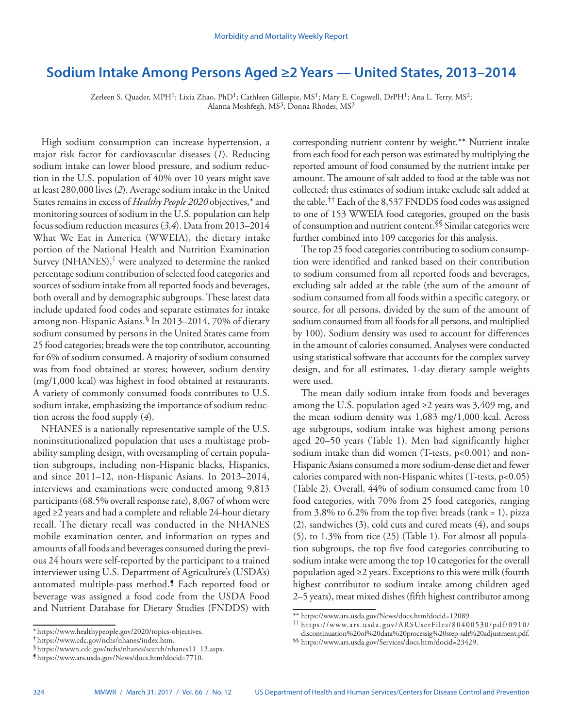# Sodium Intake Among Persons Aged ≥2 Years — United States, 2013–2014

Zerleen S. Quader, MPH[1]; Lixia Zhao, PhD[1]; Cathleen Gillespie, MS[1]; Mary E. Cogswell, DrPH[1]; Ana L. Terry, MS[2]; Alanna Moshfegh, MS[3]; Donna Rhodes, MS[3]

High sodium consumption can increase hypertension, a major risk factor for cardiovascular diseases (*1*). Reducing sodium intake can lower blood pressure, and sodium reduction in the U.S. population of 40% over 10 years might save at least 280,000 lives (*2*). Average sodium intake in the United States remains in excess of *Healthy People 2020* objectives,* and monitoring sources of sodium in the U.S. population can help focus sodium reduction measures (*3*,*4*). Data from 2013–2014 What We Eat in America (WWEIA), the dietary intake portion of the National Health and Nutrition Examination Survey (NHANES),† were analyzed to determine the ranked percentage sodium contribution of selected food categories and sources of sodium intake from all reported foods and beverages, both overall and by demographic subgroups. These latest data include updated food codes and separate estimates for intake among non-Hispanic Asians.§ In 2013–2014, 70% of dietary sodium consumed by persons in the United States came from 25 food categories; breads were the top contributor, accounting for 6% of sodium consumed. A majority of sodium consumed was from food obtained at stores; however, sodium density (mg/1,000 kcal) was highest in food obtained at restaurants. A variety of commonly consumed foods contributes to U.S. sodium intake, emphasizing the importance of sodium reduction across the food supply (*4*).

NHANES is a nationally representative sample of the U.S. noninstitutionalized population that uses a multistage probability sampling design, with oversampling of certain population subgroups, including non-Hispanic blacks, Hispanics, and since 2011–12, non-Hispanic Asians. In 2013–2014, interviews and examinations were conducted among 9,813 participants (68.5% overall response rate), 8,067 of whom were aged ≥2 years and had a complete and reliable 24-hour dietary recall. The dietary recall was conducted in the NHANES mobile examination center, and information on types and amounts of all foods and beverages consumed during the previous 24 hours were self-reported by the participant to a trained interviewer using U.S. Department of Agriculture's (USDA's) automated multiple-pass method.¶ Each reported food or beverage was assigned a food code from the USDA Food and Nutrient Database for Dietary Studies (FNDDS) with corresponding nutrient content by weight.** Nutrient intake from each food for each person was estimated by multiplying the reported amount of food consumed by the nutrient intake per amount. The amount of salt added to food at the table was not collected; thus estimates of sodium intake exclude salt added at the table.†† Each of the 8,537 FNDDS food codes was assigned to one of 153 WWEIA food categories, grouped on the basis of consumption and nutrient content.§§ Similar categories were further combined into 109 categories for this analysis.

The top 25 food categories contributing to sodium consumption were identified and ranked based on their contribution to sodium consumed from all reported foods and beverages, excluding salt added at the table (the sum of the amount of sodium consumed from all foods within a specific category, or source, for all persons, divided by the sum of the amount of sodium consumed from all foods for all persons, and multiplied by 100). Sodium density was used to account for differences in the amount of calories consumed. Analyses were conducted using statistical software that accounts for the complex survey design, and for all estimates, 1-day dietary sample weights were used.

The mean daily sodium intake from foods and beverages among the U.S. population aged ≥2 years was 3,409 mg, and the mean sodium density was 1,683 mg/1,000 kcal. Across age subgroups, sodium intake was highest among persons aged 20–50 years (Table 1). Men had significantly higher sodium intake than did women (T-tests, $p<0.001$) and non-Hispanic Asians consumed a more sodium-dense diet and fewer calories compared with non-Hispanic whites (T-tests, $p<0.05$) (Table 2). Overall, 44% of sodium consumed came from 10 food categories, with 70% from 25 food categories, ranging from 3.8% to 6.2% from the top five: breads (rank = 1), pizza (2), sandwiches (3), cold cuts and cured meats (4), and soups (5), to 1.3% from rice (25) (Table 1). For almost all population subgroups, the top five food categories contributing to sodium intake were among the top 10 categories for the overall population aged ≥2 years. Exceptions to this were milk (fourth highest contributor to sodium intake among children aged 2–5 years), meat mixed dishes (fifth highest contributor among

---

\* https://www.healthypeople.gov/2020/topics-objectives.

† https://www.cdc.gov/nchs/nhanes/index.htm.

§ https://wwwn.cdc.gov/nchs/nhanes/search/nhanes11_12.aspx.

¶ https://www.ars.usda.gov/News/docs.htm?docid=7710.

** https://www.ars.usda.gov/News/docs.htm?docid=12089.

†† https://www.ars.usda.gov/ARSUserFiles/80400530/pdf/0910/discontinuation%20of%20data%20processig%20step-salt%20adjustment.pdf.

§§ https://www.ars.usda.gov/Services/docs.htm?docid=23429.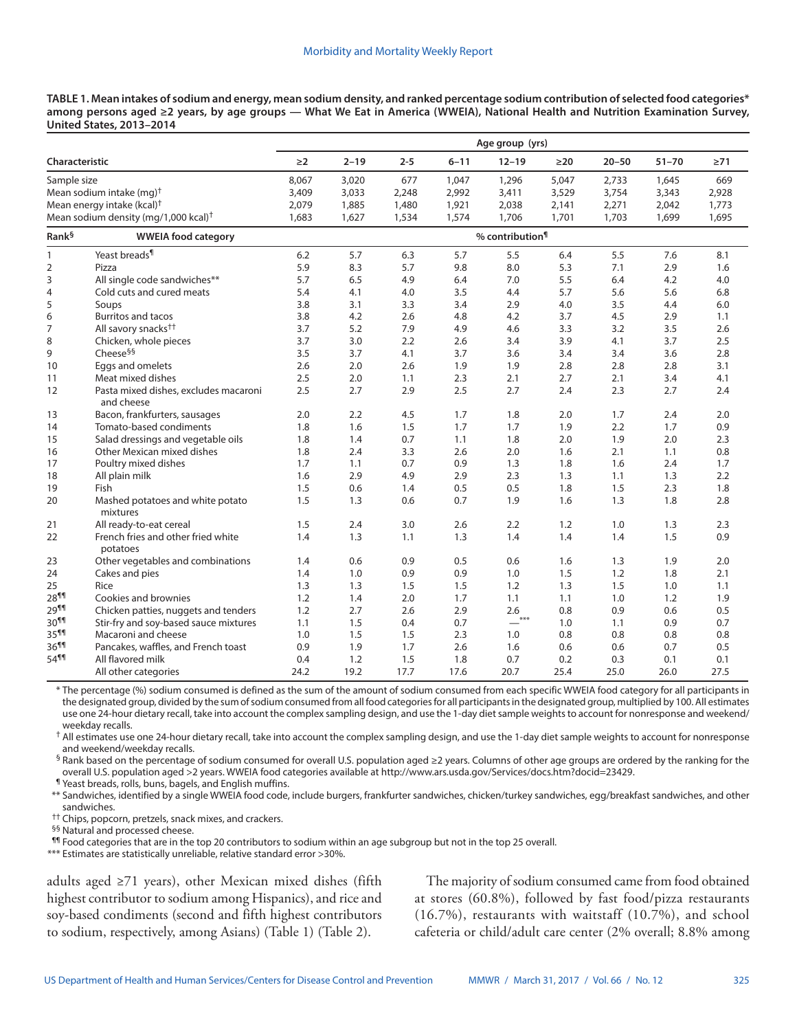**TABLE 1. Mean intakes of sodium and energy, mean sodium density, and ranked percentage sodium contribution of selected food categories* among persons aged ≥2 years, by age groups — What We Eat in America (WWEIA), National Health and Nutrition Examination Survey, United States, 2013–2014**

| Characteristic | | Age group (yrs) | | | | | | | | |
|---|---|---|---|---|---|---|---|---|---|---|
| | | ≥2 | 2–19 | 2-5 | 6–11 | 12–19 | ≥20 | 20–50 | 51–70 | ≥71 |
| Sample size | | 8,067 | 3,020 | 677 | 1,047 | 1,296 | 5,047 | 2,733 | 1,645 | 669 |
| Mean sodium intake (mg)† | | 3,409 | 3,033 | 2,248 | 2,992 | 3,411 | 3,529 | 3,754 | 3,343 | 2,928 |
| Mean energy intake (kcal)† | | 2,079 | 1,885 | 1,480 | 1,921 | 2,038 | 2,141 | 2,271 | 2,042 | 1,773 |
| Mean sodium density (mg/1,000 kcal)† | | 1,683 | 1,627 | 1,534 | 1,574 | 1,706 | 1,701 | 1,703 | 1,699 | 1,695 |
| **Rank§** | **WWEIA food category** | **% contribution¶** | | | | | | | | |
| 1 | Yeast breads¶ | 6.2 | 5.7 | 6.3 | 5.7 | 5.5 | 6.4 | 5.5 | 7.6 | 8.1 |
| 2 | Pizza | 5.9 | 8.3 | 5.7 | 9.8 | 8.0 | 5.3 | 7.1 | 2.9 | 1.6 |
| 3 | All single code sandwiches** | 5.7 | 6.5 | 4.9 | 6.4 | 7.0 | 5.5 | 6.4 | 4.2 | 4.0 |
| 4 | Cold cuts and cured meats | 5.4 | 4.1 | 4.0 | 3.5 | 4.4 | 5.7 | 5.6 | 5.6 | 6.8 |
| 5 | Soups | 3.8 | 3.1 | 3.3 | 3.4 | 2.9 | 4.0 | 3.5 | 4.4 | 6.0 |
| 6 | Burritos and tacos | 3.8 | 4.2 | 2.6 | 4.8 | 4.2 | 3.7 | 4.5 | 2.9 | 1.1 |
| 7 | All savory snacks†† | 3.7 | 5.2 | 7.9 | 4.9 | 4.6 | 3.3 | 3.2 | 3.5 | 2.6 |
| 8 | Chicken, whole pieces | 3.7 | 3.0 | 2.2 | 2.6 | 3.4 | 3.9 | 4.1 | 3.7 | 2.5 |
| 9 | Cheese§§ | 3.5 | 3.7 | 4.1 | 3.7 | 3.6 | 3.4 | 3.4 | 3.6 | 2.8 |
| 10 | Eggs and omelets | 2.6 | 2.0 | 2.6 | 1.9 | 1.9 | 2.8 | 2.8 | 2.8 | 3.1 |
| 11 | Meat mixed dishes | 2.5 | 2.0 | 1.1 | 2.3 | 2.1 | 2.7 | 2.1 | 3.4 | 4.1 |
| 12 | Pasta mixed dishes, excludes macaroni and cheese | 2.5 | 2.7 | 2.9 | 2.5 | 2.7 | 2.4 | 2.3 | 2.7 | 2.4 |
| 13 | Bacon, frankfurters, sausages | 2.0 | 2.2 | 4.5 | 1.7 | 1.8 | 2.0 | 1.7 | 2.4 | 2.0 |
| 14 | Tomato-based condiments | 1.8 | 1.6 | 1.5 | 1.7 | 1.7 | 1.9 | 2.2 | 1.7 | 0.9 |
| 15 | Salad dressings and vegetable oils | 1.8 | 1.4 | 0.7 | 1.1 | 1.8 | 2.0 | 1.9 | 2.0 | 2.3 |
| 16 | Other Mexican mixed dishes | 1.8 | 2.4 | 3.3 | 2.6 | 2.0 | 1.6 | 2.1 | 1.1 | 0.8 |
| 17 | Poultry mixed dishes | 1.7 | 1.1 | 0.7 | 0.9 | 1.3 | 1.8 | 1.6 | 2.4 | 1.7 |
| 18 | All plain milk | 1.6 | 2.9 | 4.9 | 2.9 | 2.3 | 1.3 | 1.1 | 1.3 | 2.2 |
| 19 | Fish | 1.5 | 0.6 | 1.4 | 0.5 | 0.5 | 1.8 | 1.5 | 2.3 | 1.8 |
| 20 | Mashed potatoes and white potato mixtures | 1.5 | 1.3 | 0.6 | 0.7 | 1.9 | 1.6 | 1.3 | 1.8 | 2.8 |
| 21 | All ready-to-eat cereal | 1.5 | 2.4 | 3.0 | 2.6 | 2.2 | 1.2 | 1.0 | 1.3 | 2.3 |
| 22 | French fries and other fried white potatoes | 1.4 | 1.3 | 1.1 | 1.3 | 1.4 | 1.4 | 1.4 | 1.5 | 0.9 |
| 23 | Other vegetables and combinations | 1.4 | 0.6 | 0.9 | 0.5 | 0.6 | 1.6 | 1.3 | 1.9 | 2.0 |
| 24 | Cakes and pies | 1.4 | 1.0 | 0.9 | 0.9 | 1.0 | 1.5 | 1.2 | 1.8 | 2.1 |
| 25 | Rice | 1.3 | 1.3 | 1.5 | 1.5 | 1.2 | 1.3 | 1.5 | 1.0 | 1.1 |
| 28¶¶ | Cookies and brownies | 1.2 | 1.4 | 2.0 | 1.7 | 1.1 | 1.1 | 1.0 | 1.2 | 1.9 |
| 29¶¶ | Chicken patties, nuggets and tenders | 1.2 | 2.7 | 2.6 | 2.9 | 2.6 | 0.8 | 0.9 | 0.6 | 0.5 |
| 30¶¶ | Stir-fry and soy-based sauce mixtures | 1.1 | 1.5 | 0.4 | 0.7 | —*** | 1.0 | 1.1 | 0.9 | 0.7 |
| 35¶¶ | Macaroni and cheese | 1.0 | 1.5 | 1.5 | 2.3 | 1.0 | 0.8 | 0.8 | 0.8 | 0.8 |
| 36¶¶ | Pancakes, waffles, and French toast | 0.9 | 1.9 | 1.7 | 2.6 | 1.6 | 0.6 | 0.6 | 0.7 | 0.5 |
| 54¶¶ | All flavored milk | 0.4 | 1.2 | 1.5 | 1.8 | 0.7 | 0.2 | 0.3 | 0.1 | 0.1 |
| | All other categories | 24.2 | 19.2 | 17.7 | 17.6 | 20.7 | 25.4 | 25.0 | 26.0 | 27.5 |

\* The percentage (%) sodium consumed is defined as the sum of the amount of sodium consumed from each specific WWEIA food category for all participants in the designated group, divided by the sum of sodium consumed from all food categories for all participants in the designated group, multiplied by 100. All estimates use one 24-hour dietary recall, take into account the complex sampling design, and use the 1-day diet sample weights to account for nonresponse and weekend/weekday recalls.

† All estimates use one 24-hour dietary recall, take into account the complex sampling design, and use the 1-day diet sample weights to account for nonresponse and weekend/weekday recalls.

§ Rank based on the percentage of sodium consumed for overall U.S. population aged ≥2 years. Columns of other age groups are ordered by the ranking for the overall U.S. population aged >2 years. WWEIA food categories available at http://www.ars.usda.gov/Services/docs.htm?docid=23429.

¶ Yeast breads, rolls, buns, bagels, and English muffins.

** Sandwiches, identified by a single WWEIA food code, include burgers, frankfurter sandwiches, chicken/turkey sandwiches, egg/breakfast sandwiches, and other sandwiches.

†† Chips, popcorn, pretzels, snack mixes, and crackers.

§§ Natural and processed cheese.

¶¶ Food categories that are in the top 20 contributors to sodium within an age subgroup but not in the top 25 overall.

*** Estimates are statistically unreliable, relative standard error >30%.

adults aged ≥71 years), other Mexican mixed dishes (fifth highest contributor to sodium among Hispanics), and rice and soy-based condiments (second and fifth highest contributors to sodium, respectively, among Asians) (Table 1) (Table 2).

The majority of sodium consumed came from food obtained at stores (60.8%), followed by fast food/pizza restaurants (16.7%), restaurants with waitstaff (10.7%), and school cafeteria or child/adult care center (2% overall; 8.8% among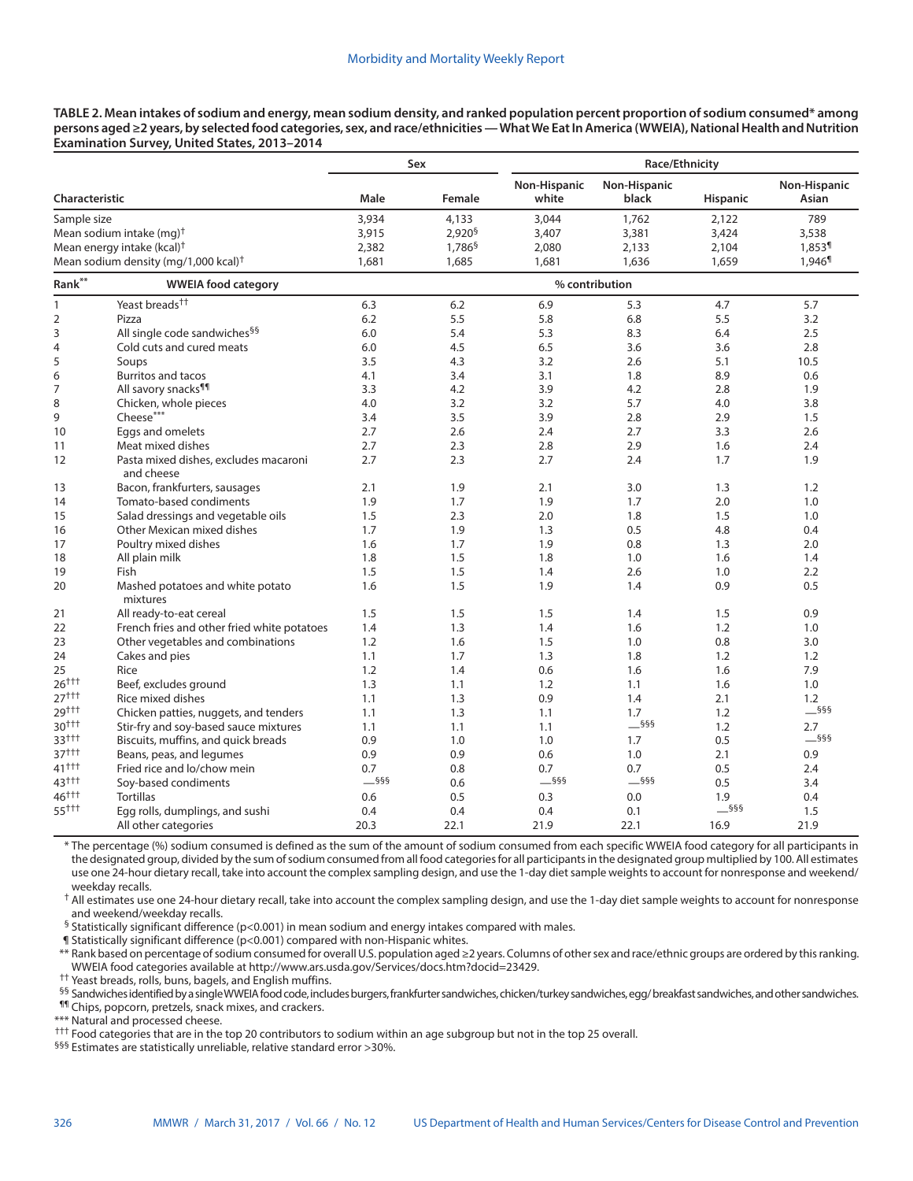**TABLE 2. Mean intakes of sodium and energy, mean sodium density, and ranked population percent proportion of sodium consumed* among persons aged ≥2 years, by selected food categories, sex, and race/ethnicities — What We Eat In America (WWEIA), National Health and Nutrition Examination Survey, United States, 2013–2014**

| Characteristic | | Sex | | Race/Ethnicity | | | |
|---|---|---|---|---|---|---|---|
| | | Male | Female | Non-Hispanic white | Non-Hispanic black | Hispanic | Non-Hispanic Asian |
| Sample size | | 3,934 | 4,133 | 3,044 | 1,762 | 2,122 | 789 |
| Mean sodium intake (mg)† | | 3,915 | 2,920§ | 3,407 | 3,381 | 3,424 | 3,538 |
| Mean energy intake (kcal)† | | 2,382 | 1,786§ | 2,080 | 2,133 | 2,104 | 1,853¶ |
| Mean sodium density (mg/1,000 kcal)† | | 1,681 | 1,685 | 1,681 | 1,636 | 1,659 | 1,946¶ |
| **Rank**\*\* | **WWEIA food category** | **% contribution** | | | | | |
| 1 | Yeast breads†† | 6.3 | 6.2 | 6.9 | 5.3 | 4.7 | 5.7 |
| 2 | Pizza | 6.2 | 5.5 | 5.8 | 6.8 | 5.5 | 3.2 |
| 3 | All single code sandwiches§§ | 6.0 | 5.4 | 5.3 | 8.3 | 6.4 | 2.5 |
| 4 | Cold cuts and cured meats | 6.0 | 4.5 | 6.5 | 3.6 | 3.6 | 2.8 |
| 5 | Soups | 3.5 | 4.3 | 3.2 | 2.6 | 5.1 | 10.5 |
| 6 | Burritos and tacos | 4.1 | 3.4 | 3.1 | 1.8 | 8.9 | 0.6 |
| 7 | All savory snacks¶¶ | 3.3 | 4.2 | 3.9 | 4.2 | 2.8 | 1.9 |
| 8 | Chicken, whole pieces | 4.0 | 3.2 | 3.2 | 5.7 | 4.0 | 3.8 |
| 9 | Cheese\*\*\* | 3.4 | 3.5 | 3.9 | 2.8 | 2.9 | 1.5 |
| 10 | Eggs and omelets | 2.7 | 2.6 | 2.4 | 2.7 | 3.3 | 2.6 |
| 11 | Meat mixed dishes | 2.7 | 2.3 | 2.8 | 2.9 | 1.6 | 2.4 |
| 12 | Pasta mixed dishes, excludes macaroni and cheese | 2.7 | 2.3 | 2.7 | 2.4 | 1.7 | 1.9 |
| 13 | Bacon, frankfurters, sausages | 2.1 | 1.9 | 2.1 | 3.0 | 1.3 | 1.2 |
| 14 | Tomato-based condiments | 1.9 | 1.7 | 1.9 | 1.7 | 2.0 | 1.0 |
| 15 | Salad dressings and vegetable oils | 1.5 | 2.3 | 2.0 | 1.8 | 1.5 | 1.0 |
| 16 | Other Mexican mixed dishes | 1.7 | 1.9 | 1.3 | 0.5 | 4.8 | 0.4 |
| 17 | Poultry mixed dishes | 1.6 | 1.7 | 1.9 | 0.8 | 1.3 | 2.0 |
| 18 | All plain milk | 1.8 | 1.5 | 1.8 | 1.0 | 1.6 | 1.4 |
| 19 | Fish | 1.5 | 1.5 | 1.4 | 2.6 | 1.0 | 2.2 |
| 20 | Mashed potatoes and white potato mixtures | 1.6 | 1.5 | 1.9 | 1.4 | 0.9 | 0.5 |
| 21 | All ready-to-eat cereal | 1.5 | 1.5 | 1.5 | 1.4 | 1.5 | 0.9 |
| 22 | French fries and other fried white potatoes | 1.4 | 1.3 | 1.4 | 1.6 | 1.2 | 1.0 |
| 23 | Other vegetables and combinations | 1.2 | 1.6 | 1.5 | 1.0 | 0.8 | 3.0 |
| 24 | Cakes and pies | 1.1 | 1.7 | 1.3 | 1.8 | 1.2 | 1.2 |
| 25 | Rice | 1.2 | 1.4 | 0.6 | 1.6 | 1.6 | 7.9 |
| 26††† | Beef, excludes ground | 1.3 | 1.1 | 1.2 | 1.1 | 1.6 | 1.0 |
| 27††† | Rice mixed dishes | 1.1 | 1.3 | 0.9 | 1.4 | 2.1 | 1.2 |
| 29††† | Chicken patties, nuggets, and tenders | 1.1 | 1.3 | 1.1 | 1.7 | 1.2 | —§§§ |
| 30††† | Stir-fry and soy-based sauce mixtures | 1.1 | 1.1 | 1.1 | —§§§ | 1.2 | 2.7 |
| 33††† | Biscuits, muffins, and quick breads | 0.9 | 1.0 | 1.0 | 1.7 | 0.5 | —§§§ |
| 37††† | Beans, peas, and legumes | 0.9 | 0.9 | 0.6 | 1.0 | 2.1 | 0.9 |
| 41††† | Fried rice and lo/chow mein | 0.7 | 0.8 | 0.7 | 0.7 | 0.5 | 2.4 |
| 43††† | Soy-based condiments | —§§§ | 0.6 | —§§§ | —§§§ | 0.5 | 3.4 |
| 46††† | Tortillas | 0.6 | 0.5 | 0.3 | 0.0 | 1.9 | 0.4 |
| 55††† | Egg rolls, dumplings, and sushi | 0.4 | 0.4 | 0.4 | 0.1 | —§§§ | 1.5 |
| | All other categories | 20.3 | 22.1 | 21.9 | 22.1 | 16.9 | 21.9 |

\* The percentage (%) sodium consumed is defined as the sum of the amount of sodium consumed from each specific WWEIA food category for all participants in the designated group, divided by the sum of sodium consumed from all food categories for all participants in the designated group multiplied by 100. All estimates use one 24-hour dietary recall, take into account the complex sampling design, and use the 1-day diet sample weights to account for nonresponse and weekend/weekday recalls.

† All estimates use one 24-hour dietary recall, take into account the complex sampling design, and use the 1-day diet sample weights to account for nonresponse and weekend/weekday recalls.

§ Statistically significant difference ($p<0.001$) in mean sodium and energy intakes compared with males.

¶ Statistically significant difference ($p<0.001$) compared with non-Hispanic whites.

\*\* Rank based on percentage of sodium consumed for overall U.S. population aged ≥2 years. Columns of other sex and race/ethnic groups are ordered by this ranking. WWEIA food categories available at http://www.ars.usda.gov/Services/docs.htm?docid=23429.

†† Yeast breads, rolls, buns, bagels, and English muffins.

§§ Sandwiches identified by a single WWEIA food code, includes burgers, frankfurter sandwiches, chicken/turkey sandwiches, egg/breakfast sandwiches, and other sandwiches.

¶¶ Chips, popcorn, pretzels, snack mixes, and crackers.

\*\*\* Natural and processed cheese.

††† Food categories that are in the top 20 contributors to sodium within an age subgroup but not in the top 25 overall.

§§§ Estimates are statistically unreliable, relative standard error >30%.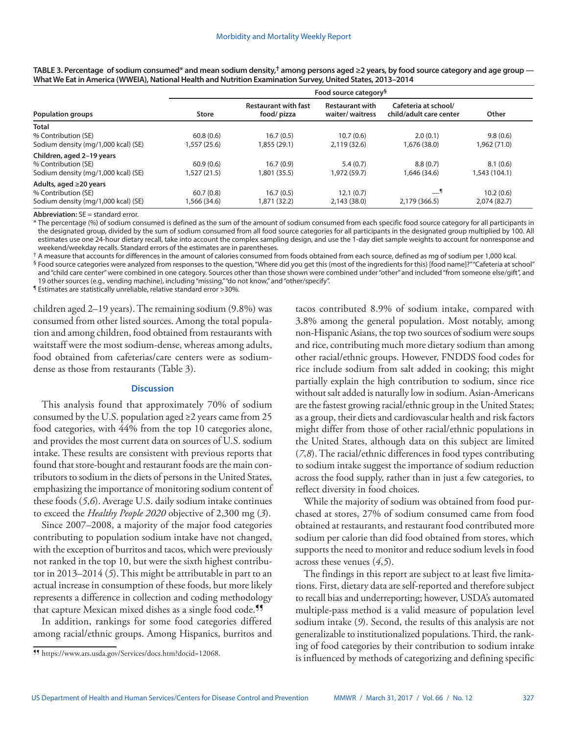**TABLE 3. Percentage of sodium consumed* and mean sodium density,† among persons aged ≥2 years, by food source category and age group — What We Eat in America (WWEIA), National Health and Nutrition Examination Survey, United States, 2013–2014**

| Population groups | Food source category§ | | | | |
|---|---|---|---|---|---|
| | Store | Restaurant with fast food/ pizza | Restaurant with waiter/ waitress | Cafeteria at school/ child/adult care center | Other |
| **Total** | | | | | |
| % Contribution (SE) | 60.8 (0.6) | 16.7 (0.5) | 10.7 (0.6) | 2.0 (0.1) | 9.8 (0.6) |
| Sodium density (mg/1,000 kcal) (SE) | 1,557 (25.6) | 1,855 (29.1) | 2,119 (32.6) | 1,676 (38.0) | 1,962 (71.0) |
| **Children, aged 2–19 years** | | | | | |
| % Contribution (SE) | 60.9 (0.6) | 16.7 (0.9) | 5.4 (0.7) | 8.8 (0.7) | 8.1 (0.6) |
| Sodium density (mg/1,000 kcal) (SE) | 1,527 (21.5) | 1,801 (35.5) | 1,972 (59.7) | 1,646 (34.6) | 1,543 (104.1) |
| **Adults, aged ≥20 years** | | | | | |
| % Contribution (SE) | 60.7 (0.8) | 16.7 (0.5) | 12.1 (0.7) | —¶ | 10.2 (0.6) |
| Sodium density (mg/1,000 kcal) (SE) | 1,566 (34.6) | 1,871 (32.2) | 2,143 (38.0) | 2,179 (366.5) | 2,074 (82.7) |

**Abbreviation:** SE = standard error.

\* The percentage (%) of sodium consumed is defined as the sum of the amount of sodium consumed from each specific food source category for all participants in the designated group, divided by the sum of sodium consumed from all food source categories for all participants in the designated group multiplied by 100. All estimates use one 24-hour dietary recall, take into account the complex sampling design, and use the 1-day diet sample weights to account for nonresponse and weekend/weekday recalls. Standard errors of the estimates are in parentheses.

† A measure that accounts for differences in the amount of calories consumed from foods obtained from each source, defined as mg of sodium per 1,000 kcal.

§ Food source categories were analyzed from responses to the question, "Where did you get this (most of the ingredients for this) [food name]?" "Cafeteria at school" and "child care center" were combined in one category. Sources other than those shown were combined under "other" and included "from someone else/gift", and 19 other sources (e.g., vending machine), including "missing," "do not know," and "other/specify".

¶ Estimates are statistically unreliable, relative standard error >30%.

children aged 2–19 years). The remaining sodium (9.8%) was consumed from other listed sources. Among the total population and among children, food obtained from restaurants with waitstaff were the most sodium-dense, whereas among adults, food obtained from cafeterias/care centers were as sodium-dense as those from restaurants (Table 3).

## Discussion

This analysis found that approximately 70% of sodium consumed by the U.S. population aged ≥2 years came from 25 food categories, with 44% from the top 10 categories alone, and provides the most current data on sources of U.S. sodium intake. These results are consistent with previous reports that found that store-bought and restaurant foods are the main contributors to sodium in the diets of persons in the United States, emphasizing the importance of monitoring sodium content of these foods (*5*,*6*). Average U.S. daily sodium intake continues to exceed the *Healthy People 2020* objective of 2,300 mg (*3*).

Since 2007–2008, a majority of the major food categories contributing to population sodium intake have not changed, with the exception of burritos and tacos, which were previously not ranked in the top 10, but were the sixth highest contributor in 2013–2014 (*5*). This might be attributable in part to an actual increase in consumption of these foods, but more likely represents a difference in collection and coding methodology that capture Mexican mixed dishes as a single food code.¶¶

In addition, rankings for some food categories differed among racial/ethnic groups. Among Hispanics, burritos and tacos contributed 8.9% of sodium intake, compared with 3.8% among the general population. Most notably, among non-Hispanic Asians, the top two sources of sodium were soups and rice, contributing much more dietary sodium than among other racial/ethnic groups. However, FNDDS food codes for rice include sodium from salt added in cooking; this might partially explain the high contribution to sodium, since rice without salt added is naturally low in sodium. Asian-Americans are the fastest growing racial/ethnic group in the United States; as a group, their diets and cardiovascular health and risk factors might differ from those of other racial/ethnic populations in the United States, although data on this subject are limited (*7*,*8*). The racial/ethnic differences in food types contributing to sodium intake suggest the importance of sodium reduction across the food supply, rather than in just a few categories, to reflect diversity in food choices.

While the majority of sodium was obtained from food purchased at stores, 27% of sodium consumed came from food obtained at restaurants, and restaurant food contributed more sodium per calorie than did food obtained from stores, which supports the need to monitor and reduce sodium levels in food across these venues (*4*,*5*).

The findings in this report are subject to at least five limitations. First, dietary data are self-reported and therefore subject to recall bias and underreporting; however, USDA's automated multiple-pass method is a valid measure of population level sodium intake (*9*). Second, the results of this analysis are not generalizable to institutionalized populations. Third, the ranking of food categories by their contribution to sodium intake is influenced by methods of categorizing and defining specific

¶¶ https://www.ars.usda.gov/Services/docs.htm?docid=12068.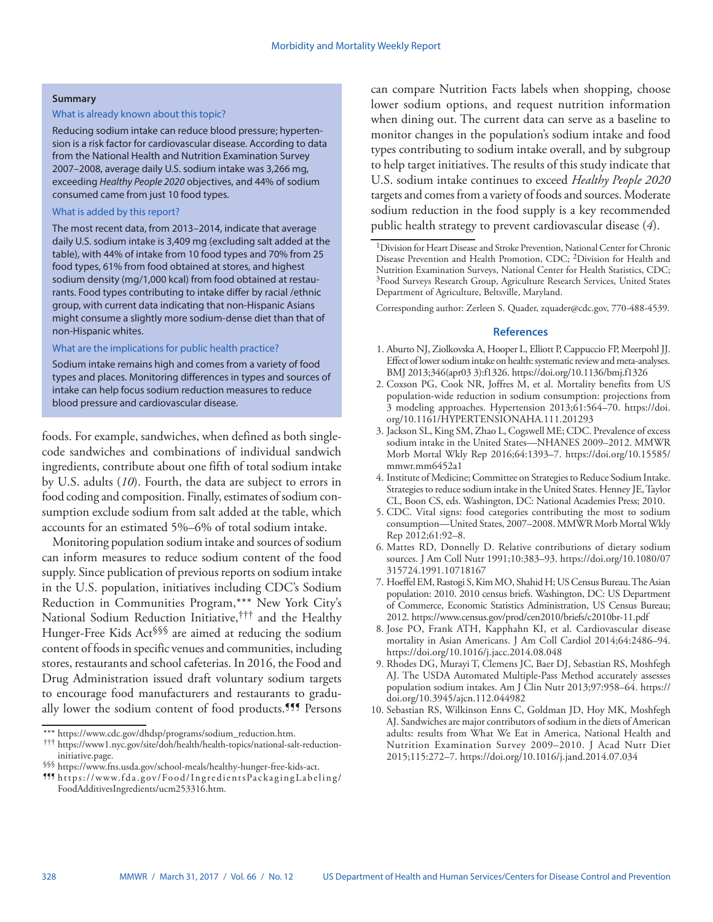**Summary**

What is already known about this topic?

Reducing sodium intake can reduce blood pressure; hypertension is a risk factor for cardiovascular disease. According to data from the National Health and Nutrition Examination Survey 2007–2008, average daily U.S. sodium intake was 3,266 mg, exceeding *Healthy People 2020* objectives, and 44% of sodium consumed came from just 10 food types.

What is added by this report?

The most recent data, from 2013–2014, indicate that average daily U.S. sodium intake is 3,409 mg (excluding salt added at the table), with 44% of intake from 10 food types and 70% from 25 food types, 61% from food obtained at stores, and highest sodium density (mg/1,000 kcal) from food obtained at restaurants. Food types contributing to intake differ by racial /ethnic group, with current data indicating that non-Hispanic Asians might consume a slightly more sodium-dense diet than that of non-Hispanic whites.

What are the implications for public health practice?

Sodium intake remains high and comes from a variety of food types and places. Monitoring differences in types and sources of intake can help focus sodium reduction measures to reduce blood pressure and cardiovascular disease.

foods. For example, sandwiches, when defined as both single-code sandwiches and combinations of individual sandwich ingredients, contribute about one fifth of total sodium intake by U.S. adults (*10*). Fourth, the data are subject to errors in food coding and composition. Finally, estimates of sodium consumption exclude sodium from salt added at the table, which accounts for an estimated 5%–6% of total sodium intake.

Monitoring population sodium intake and sources of sodium can inform measures to reduce sodium content of the food supply. Since publication of previous reports on sodium intake in the U.S. population, initiatives including CDC's Sodium Reduction in Communities Program,*** New York City's National Sodium Reduction Initiative,††† and the Healthy Hunger-Free Kids Act§§§ are aimed at reducing the sodium content of foods in specific venues and communities, including stores, restaurants and school cafeterias. In 2016, the Food and Drug Administration issued draft voluntary sodium targets to encourage food manufacturers and restaurants to gradually lower the sodium content of food products.¶¶¶ Persons can compare Nutrition Facts labels when shopping, choose lower sodium options, and request nutrition information when dining out. The current data can serve as a baseline to monitor changes in the population's sodium intake and food types contributing to sodium intake overall, and by subgroup to help target initiatives. The results of this study indicate that U.S. sodium intake continues to exceed *Healthy People 2020* targets and comes from a variety of foods and sources. Moderate sodium reduction in the food supply is a key recommended public health strategy to prevent cardiovascular disease (*4*).

*** https://www.cdc.gov/dhdsp/programs/sodium_reduction.htm.
††† https://www1.nyc.gov/site/doh/health/health-topics/national-salt-reduction-initiative.page.
§§§ https://www.fns.usda.gov/school-meals/healthy-hunger-free-kids-act.
¶¶¶ https://www.fda.gov/Food/IngredientsPackagingLabeling/FoodAdditivesIngredients/ucm253316.htm.

[1]Division for Heart Disease and Stroke Prevention, National Center for Chronic Disease Prevention and Health Promotion, CDC; [2]Division for Health and Nutrition Examination Surveys, National Center for Health Statistics, CDC; [3]Food Surveys Research Group, Agriculture Research Services, United States Department of Agriculture, Beltsville, Maryland.

Corresponding author: Zerleen S. Quader, zquader@cdc.gov, 770-488-4539.

## References

1. Aburto NJ, Ziolkovska A, Hooper L, Elliott P, Cappuccio FP, Meerpohl JJ. Effect of lower sodium intake on health: systematic review and meta-analyses. BMJ 2013;346(apr03 3):f1326. https://doi.org/10.1136/bmj.f1326
2. Coxson PG, Cook NR, Joffres M, et al. Mortality benefits from US population-wide reduction in sodium consumption: projections from 3 modeling approaches. Hypertension 2013;61:564–70. https://doi.org/10.1161/HYPERTENSIONAHA.111.201293
3. Jackson SL, King SM, Zhao L, Cogswell ME; CDC. Prevalence of excess sodium intake in the United States—NHANES 2009–2012. MMWR Morb Mortal Wkly Rep 2016;64:1393–7. https://doi.org/10.15585/mmwr.mm6452a1
4. Institute of Medicine; Committee on Strategies to Reduce Sodium Intake. Strategies to reduce sodium intake in the United States. Henney JE, Taylor CL, Boon CS, eds. Washington, DC: National Academies Press; 2010.
5. CDC. Vital signs: food categories contributing the most to sodium consumption—United States, 2007–2008. MMWR Morb Mortal Wkly Rep 2012;61:92–8.
6. Mattes RD, Donnelly D. Relative contributions of dietary sodium sources. J Am Coll Nutr 1991;10:383–93. https://doi.org/10.1080/07315724.1991.10718167
7. Hoeffel EM, Rastogi S, Kim MO, Shahid H; US Census Bureau. The Asian population: 2010. 2010 census briefs. Washington, DC: US Department of Commerce, Economic Statistics Administration, US Census Bureau; 2012. https://www.census.gov/prod/cen2010/briefs/c2010br-11.pdf
8. Jose PO, Frank ATH, Kapphahn KI, et al. Cardiovascular disease mortality in Asian Americans. J Am Coll Cardiol 2014;64:2486–94. https://doi.org/10.1016/j.jacc.2014.08.048
9. Rhodes DG, Murayi T, Clemens JC, Baer DJ, Sebastian RS, Moshfegh AJ. The USDA Automated Multiple-Pass Method accurately assesses population sodium intakes. Am J Clin Nutr 2013;97:958–64. https://doi.org/10.3945/ajcn.112.044982
10. Sebastian RS, Wilkinson Enns C, Goldman JD, Hoy MK, Moshfegh AJ. Sandwiches are major contributors of sodium in the diets of American adults: results from What We Eat in America, National Health and Nutrition Examination Survey 2009–2010. J Acad Nutr Diet 2015;115:272–7. https://doi.org/10.1016/j.jand.2014.07.034